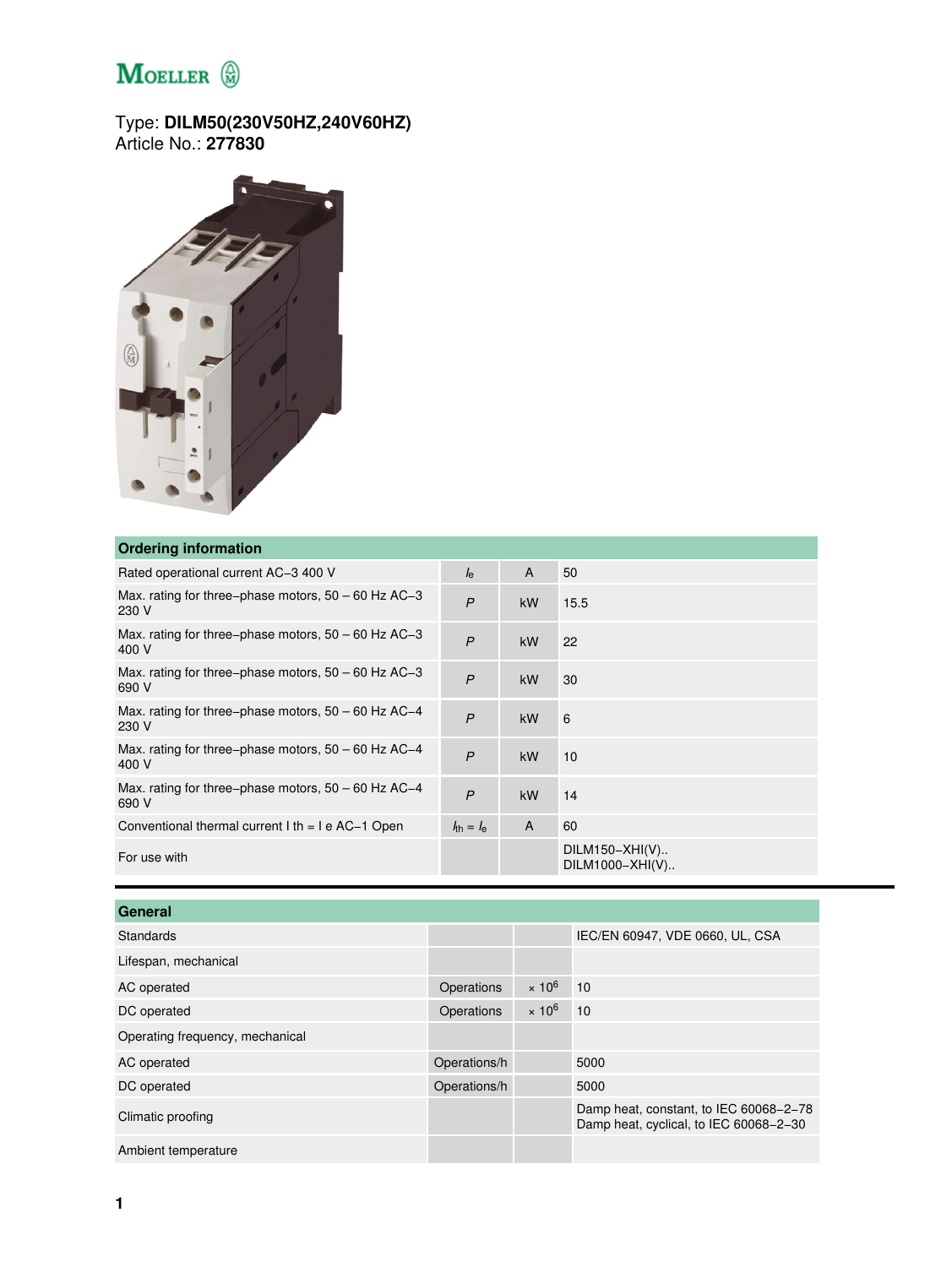Type: **DILM50(230V50HZ,240V60HZ)**
Article No.: **277830**

| Ordering information | | | |
|---|---|---|---|
| Rated operational current AC−3 400 V | $I_e$ | A | 50 |
| Max. rating for three−phase motors, 50 – 60 Hz AC−3 230 V | *P* | kW | 15.5 |
| Max. rating for three−phase motors, 50 – 60 Hz AC−3 400 V | *P* | kW | 22 |
| Max. rating for three−phase motors, 50 – 60 Hz AC−3 690 V | *P* | kW | 30 |
| Max. rating for three−phase motors, 50 – 60 Hz AC−4 230 V | *P* | kW | 6 |
| Max. rating for three−phase motors, 50 – 60 Hz AC−4 400 V | *P* | kW | 10 |
| Max. rating for three−phase motors, 50 – 60 Hz AC−4 690 V | *P* | kW | 14 |
| Conventional thermal current I th = I e AC−1 Open | $I_{th} = I_e$ | A | 60 |
| For use with | | | DILM150−XHI(V)..<br>DILM1000−XHI(V).. |

| General | | | |
|---|---|---|---|
| Standards | | | IEC/EN 60947, VDE 0660, UL, CSA |
| Lifespan, mechanical | | | |
| AC operated | Operations | $\times 10^6$ | 10 |
| DC operated | Operations | $\times 10^6$ | 10 |
| Operating frequency, mechanical | | | |
| AC operated | Operations/h | | 5000 |
| DC operated | Operations/h | | 5000 |
| Climatic proofing | | | Damp heat, constant, to IEC 60068−2−78<br>Damp heat, cyclical, to IEC 60068−2−30 |
| Ambient temperature | | | |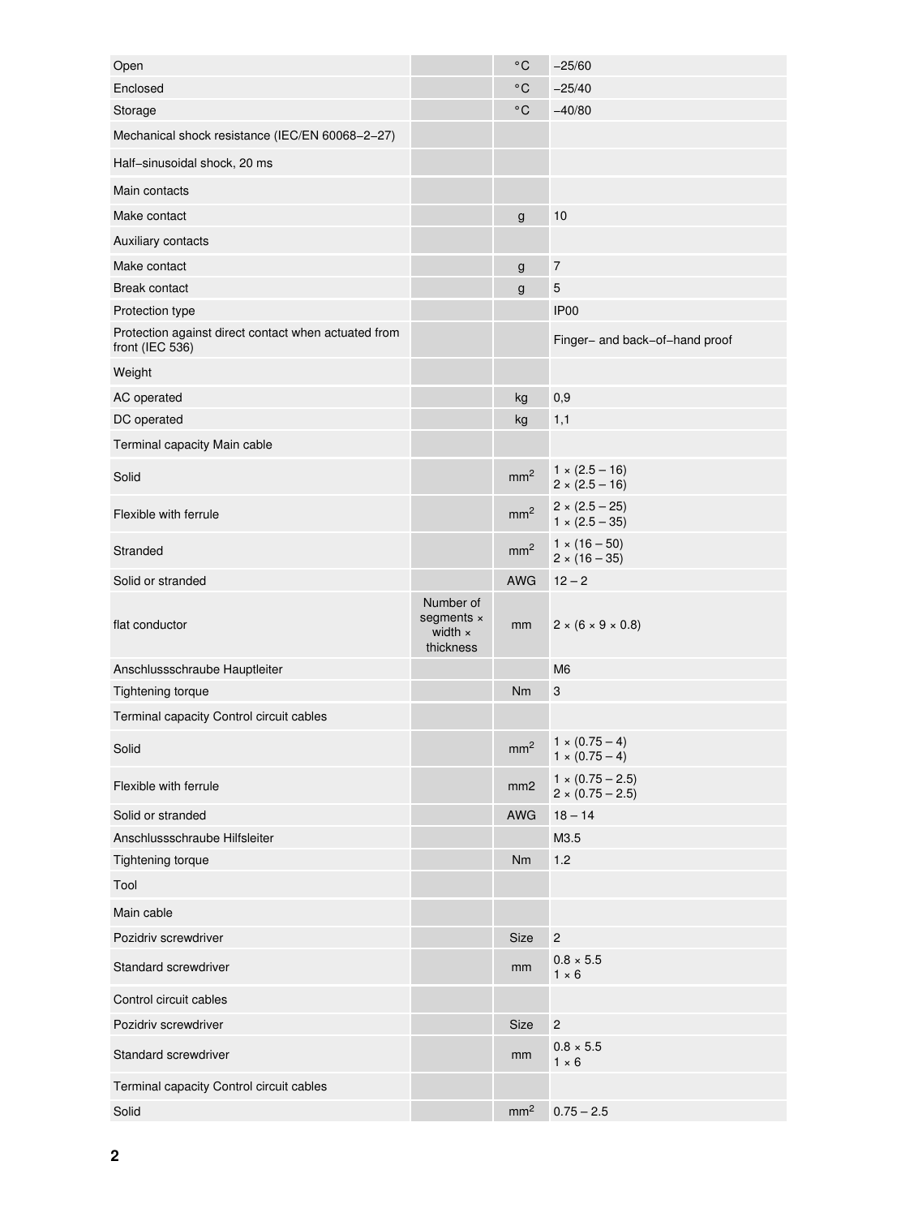| | | | |
|---|---|---|---|
| Open | | °C | –25/60 |
| Enclosed | | °C | –25/40 |
| Storage | | °C | –40/80 |
| Mechanical shock resistance (IEC/EN 60068–2–27) | | | |
| Half–sinusoidal shock, 20 ms | | | |
| Main contacts | | | |
| Make contact | | g | 10 |
| Auxiliary contacts | | | |
| Make contact | | g | 7 |
| Break contact | | g | 5 |
| Protection type | | | IP00 |
| Protection against direct contact when actuated from front (IEC 536) | | | Finger– and back–of–hand proof |
| Weight | | | |
| AC operated | | kg | 0,9 |
| DC operated | | kg | 1,1 |
| Terminal capacity Main cable | | | |
| Solid | | $mm^2$ | 1 × (2.5 – 16)<br>2 × (2.5 – 16) |
| Flexible with ferrule | | $mm^2$ | 2 × (2.5 – 25)<br>1 × (2.5 – 35) |
| Stranded | | $mm^2$ | 1 × (16 – 50)<br>2 × (16 – 35) |
| Solid or stranded | | AWG | 12 – 2 |
| flat conductor | Number of segments × width × thickness | mm | 2 × (6 × 9 × 0.8) |
| Anschlussschraube Hauptleiter | | | M6 |
| Tightening torque | | Nm | 3 |
| Terminal capacity Control circuit cables | | | |
| Solid | | $mm^2$ | 1 × (0.75 – 4)<br>1 × (0.75 – 4) |
| Flexible with ferrule | | mm2 | 1 × (0.75 – 2.5)<br>2 × (0.75 – 2.5) |
| Solid or stranded | | AWG | 18 – 14 |
| Anschlussschraube Hilfsleiter | | | M3.5 |
| Tightening torque | | Nm | 1.2 |
| Tool | | | |
| Main cable | | | |
| Pozidriv screwdriver | | Size | 2 |
| Standard screwdriver | | mm | 0.8 × 5.5<br>1 × 6 |
| Control circuit cables | | | |
| Pozidriv screwdriver | | Size | 2 |
| Standard screwdriver | | mm | 0.8 × 5.5<br>1 × 6 |
| Terminal capacity Control circuit cables | | | |
| Solid | | $mm^2$ | 0.75 – 2.5 |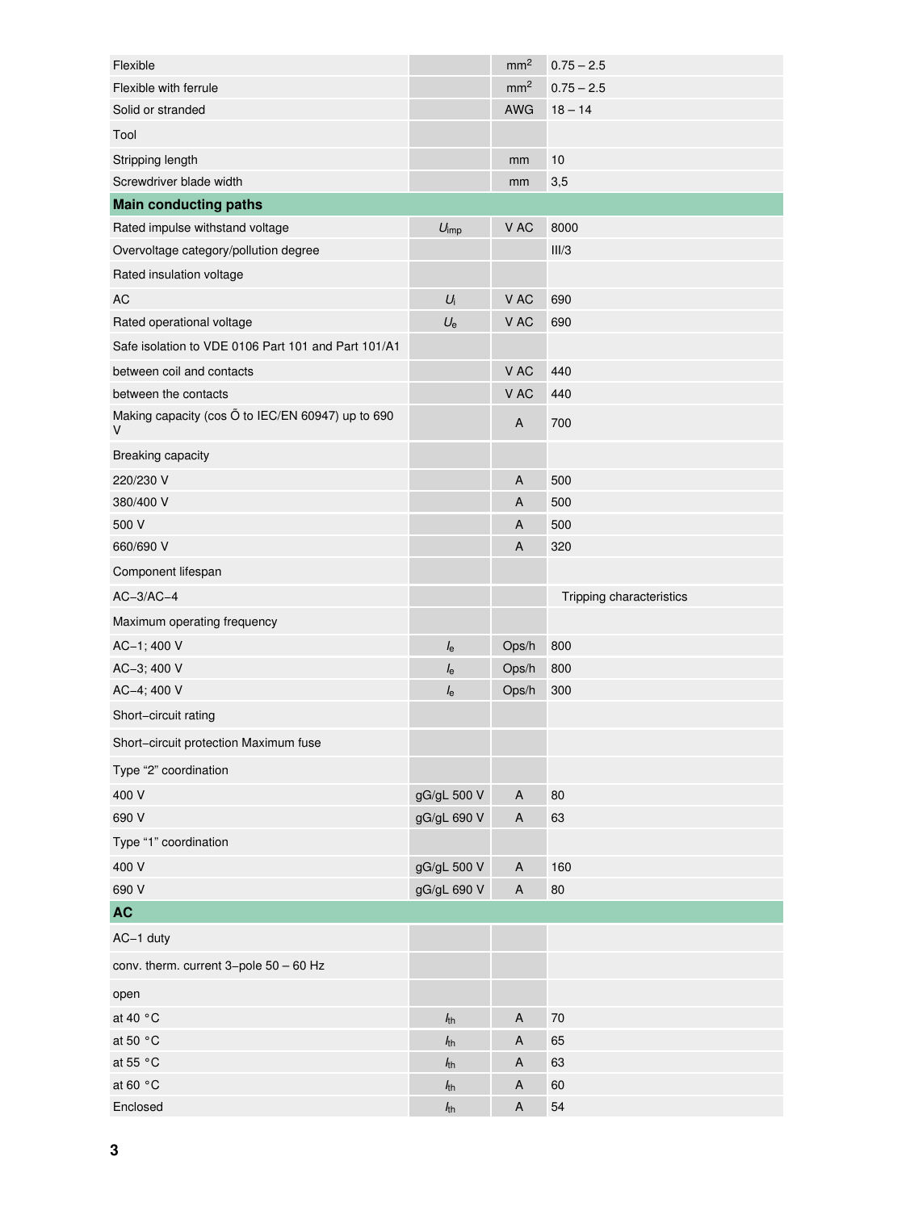| | | | |
|---|---|---|---|
| Flexible | | $mm^2$ | 0.75 – 2.5 |
| Flexible with ferrule | | $mm^2$ | 0.75 – 2.5 |
| Solid or stranded | | AWG | 18 – 14 |
| Tool | | | |
| Stripping length | | mm | 10 |
| Screwdriver blade width | | mm | 3,5 |
| **Main conducting paths** | | | |
| Rated impulse withstand voltage | $U_{imp}$ | V AC | 8000 |
| Overvoltage category/pollution degree | | | III/3 |
| Rated insulation voltage | | | |
| AC | $U_i$ | V AC | 690 |
| Rated operational voltage | $U_e$ | V AC | 690 |
| Safe isolation to VDE 0106 Part 101 and Part 101/A1 | | | |
| between coil and contacts | | V AC | 440 |
| between the contacts | | V AC | 440 |
| Making capacity (cos Õ to IEC/EN 60947) up to 690 V | | A | 700 |
| Breaking capacity | | | |
| 220/230 V | | A | 500 |
| 380/400 V | | A | 500 |
| 500 V | | A | 500 |
| 660/690 V | | A | 320 |
| Component lifespan | | | |
| AC–3/AC–4 | | | Tripping characteristics |
| Maximum operating frequency | | | |
| AC–1; 400 V | $I_e$ | Ops/h | 800 |
| AC–3; 400 V | $I_e$ | Ops/h | 800 |
| AC–4; 400 V | $I_e$ | Ops/h | 300 |
| Short–circuit rating | | | |
| Short–circuit protection Maximum fuse | | | |
| Type “2” coordination | | | |
| 400 V | gG/gL 500 V | A | 80 |
| 690 V | gG/gL 690 V | A | 63 |
| Type “1” coordination | | | |
| 400 V | gG/gL 500 V | A | 160 |
| 690 V | gG/gL 690 V | A | 80 |
| **AC** | | | |
| AC–1 duty | | | |
| conv. therm. current 3–pole 50 – 60 Hz | | | |
| open | | | |
| at 40 °C | $I_{th}$ | A | 70 |
| at 50 °C | $I_{th}$ | A | 65 |
| at 55 °C | $I_{th}$ | A | 63 |
| at 60 °C | $I_{th}$ | A | 60 |
| Enclosed | $I_{th}$ | A | 54 |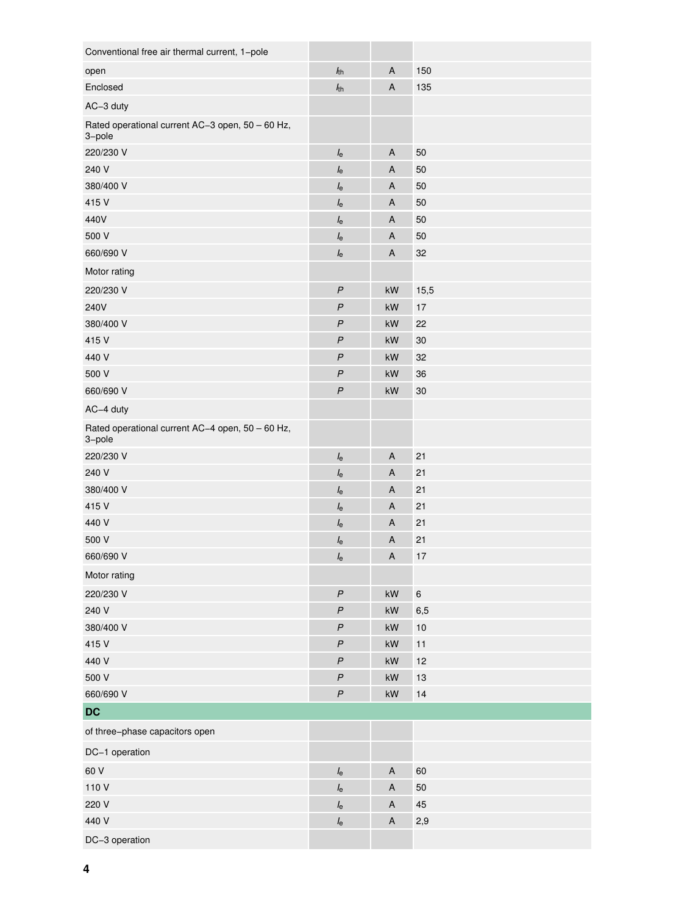| | | | |
|---|---|---|---|
| Conventional free air thermal current, 1−pole | | | |
| open | $I_{th}$ | A | 150 |
| Enclosed | $I_{th}$ | A | 135 |
| AC−3 duty | | | |
| Rated operational current AC−3 open, 50 – 60 Hz, 3−pole | | | |
| 220/230 V | $I_e$ | A | 50 |
| 240 V | $I_e$ | A | 50 |
| 380/400 V | $I_e$ | A | 50 |
| 415 V | $I_e$ | A | 50 |
| 440V | $I_e$ | A | 50 |
| 500 V | $I_e$ | A | 50 |
| 660/690 V | $I_e$ | A | 32 |
| Motor rating | | | |
| 220/230 V | $P$ | kW | 15,5 |
| 240V | $P$ | kW | 17 |
| 380/400 V | $P$ | kW | 22 |
| 415 V | $P$ | kW | 30 |
| 440 V | $P$ | kW | 32 |
| 500 V | $P$ | kW | 36 |
| 660/690 V | $P$ | kW | 30 |
| AC−4 duty | | | |
| Rated operational current AC−4 open, 50 – 60 Hz, 3−pole | | | |
| 220/230 V | $I_e$ | A | 21 |
| 240 V | $I_e$ | A | 21 |
| 380/400 V | $I_e$ | A | 21 |
| 415 V | $I_e$ | A | 21 |
| 440 V | $I_e$ | A | 21 |
| 500 V | $I_e$ | A | 21 |
| 660/690 V | $I_e$ | A | 17 |
| Motor rating | | | |
| 220/230 V | $P$ | kW | 6 |
| 240 V | $P$ | kW | 6,5 |
| 380/400 V | $P$ | kW | 10 |
| 415 V | $P$ | kW | 11 |
| 440 V | $P$ | kW | 12 |
| 500 V | $P$ | kW | 13 |
| 660/690 V | $P$ | kW | 14 |
| **DC** | | | |
| of three−phase capacitors open | | | |
| DC−1 operation | | | |
| 60 V | $I_e$ | A | 60 |
| 110 V | $I_e$ | A | 50 |
| 220 V | $I_e$ | A | 45 |
| 440 V | $I_e$ | A | 2,9 |
| DC−3 operation | | | |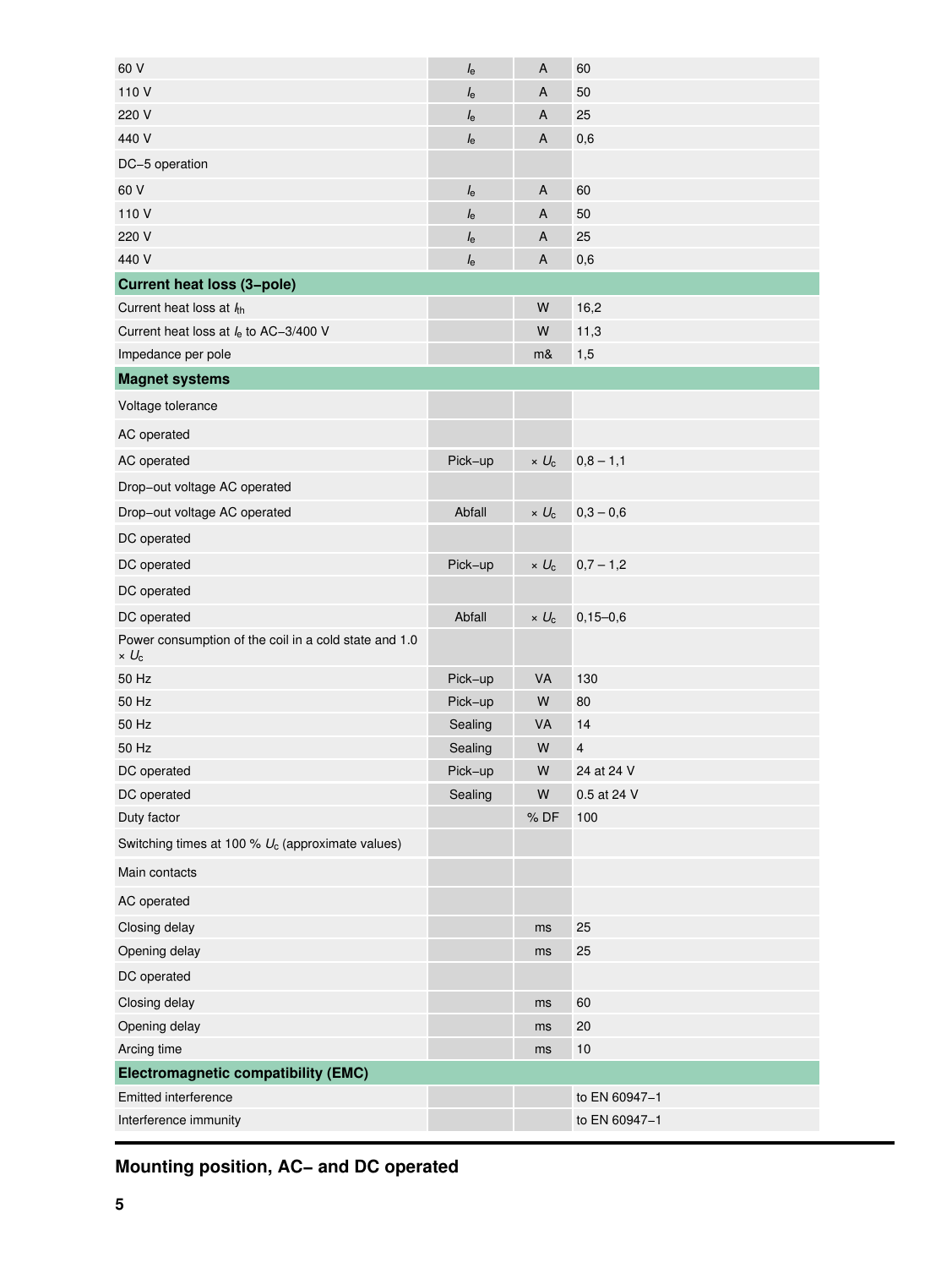| | | | |
|---|---|---|---|
| 60 V | $I_e$ | A | 60 |
| 110 V | $I_e$ | A | 50 |
| 220 V | $I_e$ | A | 25 |
| 440 V | $I_e$ | A | 0,6 |
| DC−5 operation | | | |
| 60 V | $I_e$ | A | 60 |
| 110 V | $I_e$ | A | 50 |
| 220 V | $I_e$ | A | 25 |
| 440 V | $I_e$ | A | 0,6 |
| **Current heat loss (3−pole)** | | | |
| Current heat loss at $I_{th}$ | | W | 16,2 |
| Current heat loss at $I_e$ to AC−3/400 V | | W | 11,3 |
| Impedance per pole | | m& | 1,5 |
| **Magnet systems** | | | |
| Voltage tolerance | | | |
| AC operated | | | |
| AC operated | Pick−up | × $U_c$ | 0,8 – 1,1 |
| Drop−out voltage AC operated | | | |
| Drop−out voltage AC operated | Abfall | × $U_c$ | 0,3 – 0,6 |
| DC operated | | | |
| DC operated | Pick−up | × $U_c$ | 0,7 – 1,2 |
| DC operated | | | |
| DC operated | Abfall | × $U_c$ | 0,15–0,6 |
| Power consumption of the coil in a cold state and 1.0 × $U_c$ | | | |
| 50 Hz | Pick−up | VA | 130 |
| 50 Hz | Pick−up | W | 80 |
| 50 Hz | Sealing | VA | 14 |
| 50 Hz | Sealing | W | 4 |
| DC operated | Pick−up | W | 24 at 24 V |
| DC operated | Sealing | W | 0.5 at 24 V |
| Duty factor | | % DF | 100 |
| Switching times at 100 % $U_c$ (approximate values) | | | |
| Main contacts | | | |
| AC operated | | | |
| Closing delay | | ms | 25 |
| Opening delay | | ms | 25 |
| DC operated | | | |
| Closing delay | | ms | 60 |
| Opening delay | | ms | 20 |
| Arcing time | | ms | 10 |
| **Electromagnetic compatibility (EMC)** | | | |
| Emitted interference | | | to EN 60947−1 |
| Interference immunity | | | to EN 60947−1 |

## Mounting position, AC− and DC operated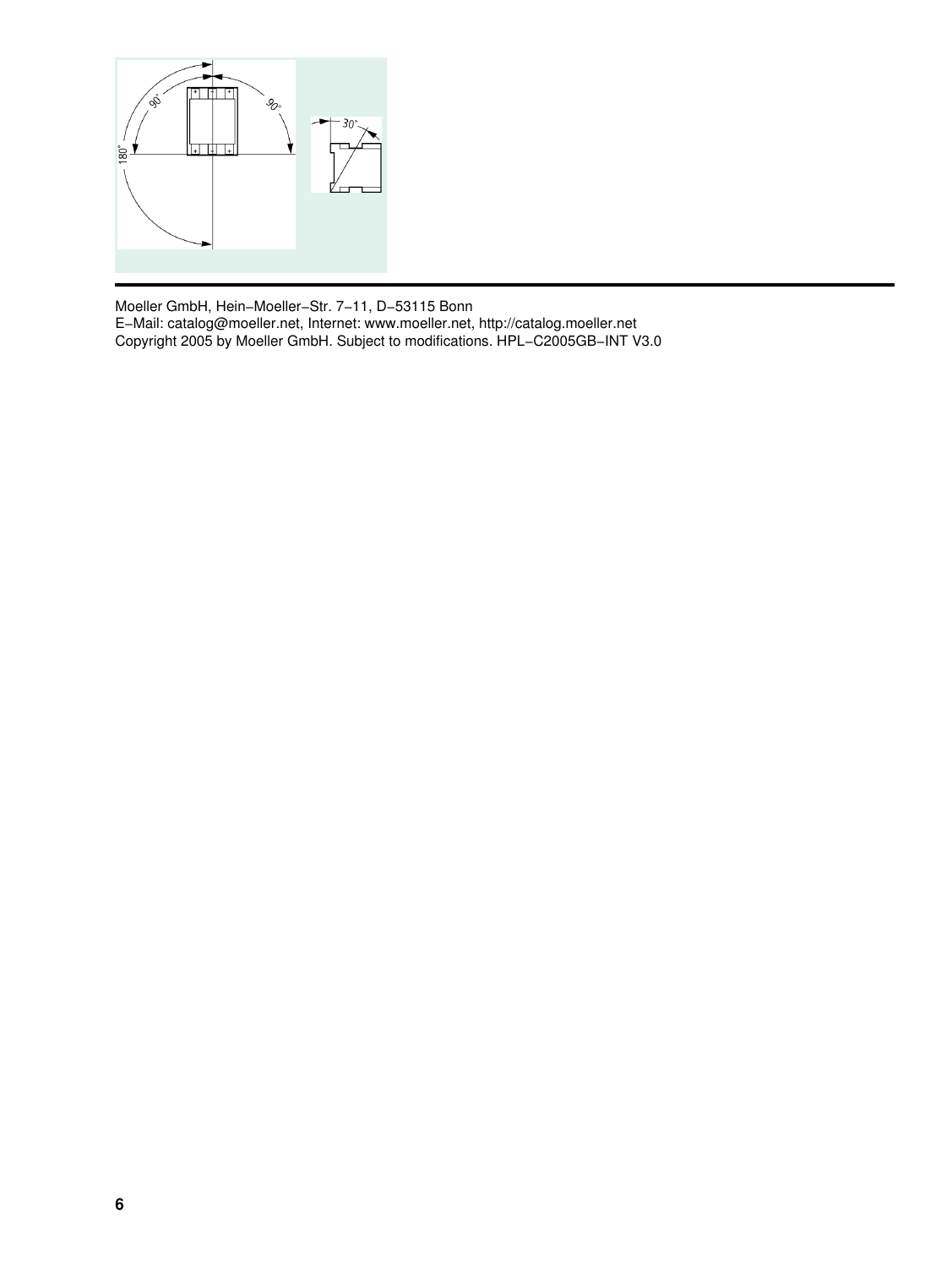90°

90°

180°

30°

Moeller GmbH, Hein−Moeller−Str. 7−11, D−53115 Bonn
E−Mail: catalog@moeller.net, Internet: www.moeller.net, http://catalog.moeller.net
Copyright 2005 by Moeller GmbH. Subject to modifications. HPL−C2005GB−INT V3.0